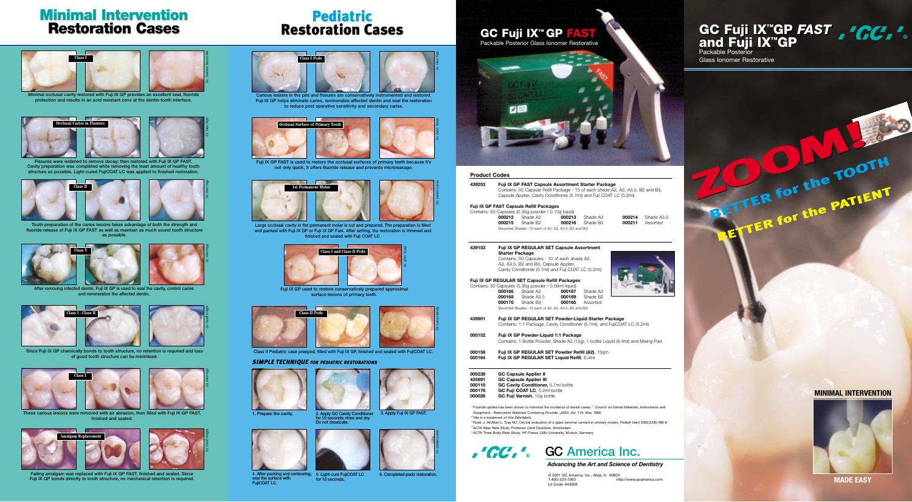# Minimal Intervention Restoration Cases

Class I

Dr. Graham Mount AM

Minimal occlusal cavity restored with Fuji IX GP provides an excellent seal, fluoride protection and results in an acid resistant zone at the dentin-tooth interface.

Occlusal Caries in Fissures

Dr. Hien Ngo

Fissures were widened to remove decay; then restored with Fuji IX GP FAST. Cavity preparation was completed while removing the least amount of healthy tooth structure as possible. Light-cured FujiCOAT LC was applied to finished restoration.

Class II

Dr. Hien Ngo

Tooth preparation of the caries lesions takes advantage of both the strength and fluoride release of Fuji IX GP FAST as well as maintain as much sound tooth structure as possible.

Class V

Dr. Hien Ngo

After removing infected dentin, Fuji IX GP is used to seal the cavity, control caries and remineralize the affected dentin.

Class I - Class II

Dr. Geoff Knight

Since Fuji IX GP chemically bonds to tooth structure, no retention is required and loss of good tooth structure can be minimized.

Class I

Dr. Hien Ngo

These carious lesions were removed with air abrasion, then filled with Fuji IX GP FAST, finished and sealed.

Amalgam Replacement

Dr. Geoff Knight

Failing amalgam was replaced with Fuji IX GP FAST, finished and sealed. Since Fuji IX GP bonds directly to tooth structure, no mechanical retention is required.

# Pediatric Restoration Cases

Class I Pedo

Dr. Hien Ngo

Carious lesions in the pits and fissures are conservatively instrumented and restored. Fuji IX GP helps eliminate caries, remineralize affected dentin and seal the restoration to reduce post operative sensitivity and secondary caries.

Occlusal Surface of Primary Tooth

Dr. John Ruller

Fuji IX GP FAST is used to restore the occlusal surfaces of primary teeth because it's not only quick, it offers fluoride release and prevents microleakage.

1st Permanent Molar

Dr. James Lucas

Large occlusal cavity in fist permanent molar is cut and prepared. The preparation is filled and packed with Fuji IX GP or Fuji IX GP Fast. After setting, the restoration is trimmed and finished and sealed with Fuji COAT LC.

Class I and Class II Pedo

Dr. John Ruller

Fuji IX GP used to restore conservatively prepared approximal surface lesions of primary teeth.

Class II Pedo

Dr. Larry Hanks

Class II Pediatric case prepped, filled with Fuji IX GP, finished and sealed with FujiCOAT LC.

### *SIMPLE TECHNIQUE FOR PEDIATRIC RESTORATIONS*

1. Prepare the cavity.
2. Apply GC Cavity Conditioner for 10 seconds; rinse and dry. Do not dessicate.
3. Apply Fuji IX GP FAST.
4. After packing and contouring, seal the surface with FujiCOAT LC.
5. Light-cure FujiCOAT LC for 10 seconds.
6. Completed pedo restoration.

Dr. James Lucas

# GC Fuji IX™ GP FAST

Packable Posterior Glass Ionomer Restorative

## Product Codes

**439253** **Fuji IX GP FAST Capsule Assortment Starter Package**
Contains: 50 Capsule Refill Package - 10 of each shade A2, A3, A3.5, B2 and B3, Capsule Applier, Cavity Conditioner (5.7ml) and Fuji COAT LC (5.2ml).

**Fuji IX GP FAST Capsule Refill Packages**
Contains: 50 Capsules (0.35g powder / 0.10g liquid)

| | | | | | |
|---|---|---|---|---|---|
| **000212** | Shade A2 | **000213** | Shade A3 | **000214** | Shade A3.5 |
| **000215** | Shade B2 | **000216** | Shade B3 | **000211** | Assorted |

(Assorted Shades - 10 each of A2, A3, A3.5, B2 and B3)

**439153** **Fuji IX GP REGULAR SET Capsule Assortment Starter Package**
Contains: 50 Capsules - 10 of each shade A2, A3, A3.5, B2 and B3, Capsule Applier, Cavity Conditioner (5.7ml) and Fuji COAT LC (5.2ml).

**Fuji IX GP REGULAR SET Capsule Refill Packages**
Contains: 50 Capsules (0.35g powder / 0.08ml liquid)

| | | | |
|---|---|---|---|
| **000166** | Shade A2 | **000167** | Shade A3 |
| **000168** | Shade A3.5 | **000169** | Shade B2 |
| **000170** | Shade B3 | **000165** | Assorted |

(Assorted Shades - 10 each of A2, A3, A3.5, B2 and B3)

**439901** **Fuji IX GP REGULAR SET Powder-Liquid Starter Package**
Contains: 1:1 Package, Cavity Conditioner (5.7ml), and FujiCOAT LC (5.2ml)

**000152** **Fuji IX GP Powder-Liquid 1:1 Package**
Contains: 1 Bottle Powder, Shade A2 (15g), 1 bottle Liquid (6.4ml) and Mixing Pad

**000158** **Fuji IX GP REGULAR SET Powder Refill (A2)**, 15gm
**000164** **Fuji IX GP REGULAR SET Liquid Refill**, 6.4ml

**000238** **GC Capsule Applier II**
**435891** **GC Capsule Applier III**
**000110** **GC Cavity Conditioner,** 5.7ml bottle
**000176** **GC Fuji COAT LC**, 5.2ml bottle
**000026** **GC Fuji Varnish**, 10g bottle

[1] Fluoride uptake has been shown to minimize the incidence of dental caries." Council on Dental Materials, Instruments and Equipment. Restorative Materials Containing Fluoride, JADA, Vol. 116, May 1988.
[2] Vita is a trademark of Vita Zahnfabrik
[3] Ruter J, McAllan L, Tyas MJ, Clinical evaluation of a glass ionomer cement in primary molars, Pediatr Dent 2000;22(6):486-8
[4] ACTA Wear Rate Study, Professor Carel Davidson, Amsterdam
[5] ACTA Three Body Wear Study, HP Plessa, LMU-University, Munich, Germany

GC America Inc.

*Advancing the Art and Science of Dentistry*

© 2001 GC America, Inc., Alsip, IL 60803
1-800-323-7063 http://www.gcamerica.com
Lit Code: 843608

# GC Fuji IX™GP *FAST* and Fuji IX™GP

Packable Posterior Glass Ionomer Restorative

ZOOM!
BETTER for the TOOTH
BETTER for the PATIENT

MINIMAL INTERVENTION

MADE EASY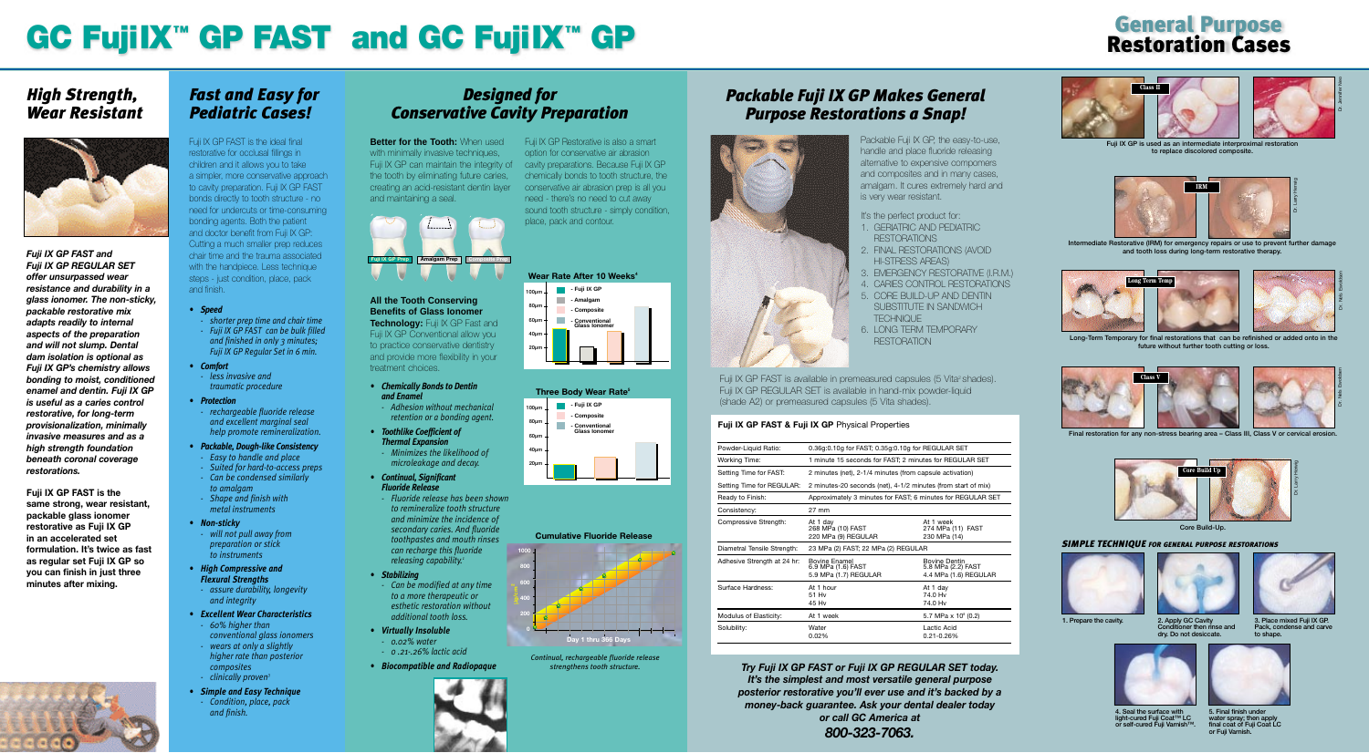# GC FujiIX™ GP FAST and GC FujiIX™ GP

## General Purpose Restoration Cases

## High Strength, Wear Resistant

***Fuji IX GP FAST and Fuji IX GP REGULAR SET offer unsurpassed wear resistance and durability in a glass ionomer. The non-sticky, packable restorative mix adapts readily to internal aspects of the preparation and will not slump. Dental dam isolation is optional as Fuji IX GP's chemistry allows bonding to moist, conditioned enamel and dentin. Fuji IX GP is useful as a caries control restorative, for long-term provisionalization, minimally invasive measures and as a high strength foundation beneath coronal coverage restorations.***

**Fuji IX GP FAST is the same strong, wear resistant, packable glass ionomer restorative as Fuji IX GP in an accelerated set formulation. It's twice as fast as regular set Fuji IX GP so you can finish in just three minutes after mixing.**

## Fast and Easy for Pediatric Cases!

Fuji IX GP FAST is the ideal final restorative for occlusal fillings in children and it allows you to take a simpler, more conservative approach to cavity preparation. Fuji IX GP FAST bonds directly to tooth structure - no need for undercuts or time-consuming bonding agents. Both the patient and doctor benefit from Fuji IX GP: Cutting a much smaller prep reduces chair time and the trauma associated with the handpiece. Less technique steps - just condition, place, pack and finish.

- ***Speed***
  - *shorter prep time and chair time*
  - *Fuji IX GP FAST can be bulk filled and finished in only 3 minutes; Fuji IX GP Regular Set in 6 min.*
- ***Comfort***
  - *less invasive and traumatic procedure*
- ***Protection***
  - *rechargeable fluoride release and excellent marginal seal help promote remineralization.*
- ***Packable, Dough-like Consistency***
  - *Easy to handle and place*
  - *Suited for hard-to-access preps*
  - *Can be condensed similarly to amalgam*
  - *Shape and finish with metal instruments*
- ***Non-sticky***
  - *will not pull away from preparation or stick to instruments*
- ***High Compressive and Flexural Strengths***
  - *assure durability, longevity and integrity*
- ***Excellent Wear Characteristics***
  - *60% higher than conventional glass ionomers*
  - *wears at only a slightly higher rate than posterior composites*
  - *clinically proven[1]*
- ***Simple and Easy Technique***
  - *Condition, place, pack and finish.*

## Designed for Conservative Cavity Preparation

**Better for the Tooth:** When used with minimally invasive techniques, Fuji IX GP can maintain the integrity of the tooth by eliminating future caries, creating an acid-resistant dentin layer and maintaining a seal.

Fuji IX GP Prep | Amalgam Prep | Composite Prep

**All the Tooth Conserving Benefits of Glass Ionomer Technology:** Fuji IX GP Fast and Fuji IX GP Conventional allow you to practice conservative dentistry and provide more flexibility in your treatment choices.

- ***Chemically Bonds to Dentin and Enamel***
  - *Adhesion without mechanical retention or a bonding agent.*
- ***Toothlike Coefficient of Thermal Expansion***
  - *Minimizes the likelihood of microleakage and decay.*
- ***Continual, Significant Fluoride Release***
  - *Fluoride release has been shown to remineralize tooth structure and minimize the incidence of secondary caries. And fluoride toothpastes and mouth rinses can recharge this fluoride releasing capability.[2]*
- ***Stabilizing***
  - *Can be modified at any time to a more therapeutic or esthetic restoration without additional tooth loss.*
- ***Virtually Insoluble***
  - *0.02% water*
  - *0.21-.26% lactic acid*
- ***Biocompatible and Radiopaque***

Fuji IX GP Restorative is also a smart option for conservative air abrasion cavity preparations. Because Fuji IX GP chemically bonds to tooth structure, the conservative air abrasion prep is all you need - there's no need to cut away sound tooth structure - simply condition, place, pack and contour.

**Wear Rate After 10 Weeks[4]**

100µm, 80µm, 60µm, 40µm, 20µm

- Fuji IX GP
- Amalgam
- Composite
- Conventional Glass Ionomer

**Three Body Wear Rate[5]**

100µm, 80µm, 60µm, 40µm, 20µm

- Fuji IX GP
- Composite
- Conventional Glass Ionomer

**Cumulative Fluoride Release**

1000, 800, 600, 400, 200, 0

Day 1 thru 366 Days

*Continual, rechargeable fluoride release strengthens tooth structure.*

## Packable Fuji IX GP Makes General Purpose Restorations a Snap!

Packable Fuji IX GP, the easy-to-use, handle and place fluoride releasing alternative to expensive compomers and composites and in many cases, amalgam. It cures extremely hard and is very wear resistant.

It's the perfect product for:

1. GERIATRIC AND PEDIATRIC RESTORATIONS
2. FINAL RESTORATIONS (AVOID HI-STRESS AREAS)
3. EMERGENCY RESTORATIVE (I.R.M.)
4. CARIES CONTROL RESTORATIONS
5. CORE BUILD-UP AND DENTIN SUBSTITUTE IN SANDWICH TECHNIQUE
6. LONG TERM TEMPORARY RESTORATION

Fuji IX GP FAST is available in premeasured capsules (5 Vita[a] shades). Fuji IX GP REGULAR SET is available in hand-mix powder-liquid (shade A2) or premeasured capsules (5 Vita shades).

**Fuji IX GP FAST & Fuji IX GP** Physical Properties

| | | |
|---|---|---|
| Powder-Liquid Ratio: | 0.36g:0.10g for FAST; 0.35g:0.10g for REGULAR SET | |
| Working Time: | 1 minute 15 seconds for FAST; 2 minutes for REGULAR SET | |
| Setting Time for FAST: | 2 minutes (net), 2-1/4 minutes (from capsule activation) | |
| Setting Time for REGULAR: | 2 minutes-20 seconds (net), 4-1/2 minutes (from start of mix) | |
| Ready to Finish: | Approximately 3 minutes for FAST; 6 minutes for REGULAR SET | |
| Consistency: | 27 mm | |
| Compressive Strength: | At 1 day<br>268 MPa (10) FAST<br>220 MPa (9) REGULAR | At 1 week<br>274 MPa (11) FAST<br>230 MPa (14) |
| Diametral Tensile Strength: | 23 MPa (2) FAST; 22 MPa (2) REGULAR | |
| Adhesive Strength at 24 hr: | Bovine Enamel<br>6.9 MPa (1.6) FAST<br>5.9 MPa (1.7) REGULAR | Bovine Dentin<br>5.8 MPa (2.2) FAST<br>4.4 MPa (1.6) REGULAR |
| Surface Hardness: | At 1 hour<br>51 Hv<br>45 Hv | At 1 day<br>74.0 Hv<br>74.0 Hv |
| Modulus of Elasticity: | At 1 week | 5.7 MPa x $10^4$ (0.2) |
| Solubility: | Water<br>0.02% | Lactic Acid<br>0.21-0.26% |

***Try Fuji IX GP FAST or Fuji IX GP REGULAR SET today. It's the simplest and most versatile general purpose posterior restorative you'll ever use and it's backed by a money-back guarantee. Ask your dental dealer today or call GC America at***

***800-323-7063.***

Class II — Dr. Jennifer Hein

Fuji IX GP is used as an intermediate interproximal restoration to replace discolored composite.

IRM — Dr. Larry Herwig

Intermediate Restorative (IRM) for emergency repairs or use to prevent further damage and tooth loss during long-term restorative therapy.

Long Term Temp — Dr. Nick Davidson

Long-Term Temporary for final restorations that can be refinished or added onto in the future without further tooth cutting or loss.

Class V — Dr. Nick Davidson

Final restoration for any non-stress bearing area – Class III, Class V or cervical erosion.

Core Build Up — Dr. Larry Herwig

Core Build-Up.

### SIMPLE TECHNIQUE FOR GENERAL PURPOSE RESTORATIONS

1. Prepare the cavity.
2. Apply GC Cavity Conditioner then rinse and dry. Do not desiccate.
3. Place mixed Fuji IX GP. Pack, condense and carve to shape.
4. Seal the surface with light-cured Fuji Coat™ LC or self-cured Fuji Varnish™.
5. Final finish under water spray; then apply final coat of Fuji Coat LC or Fuji Varnish.